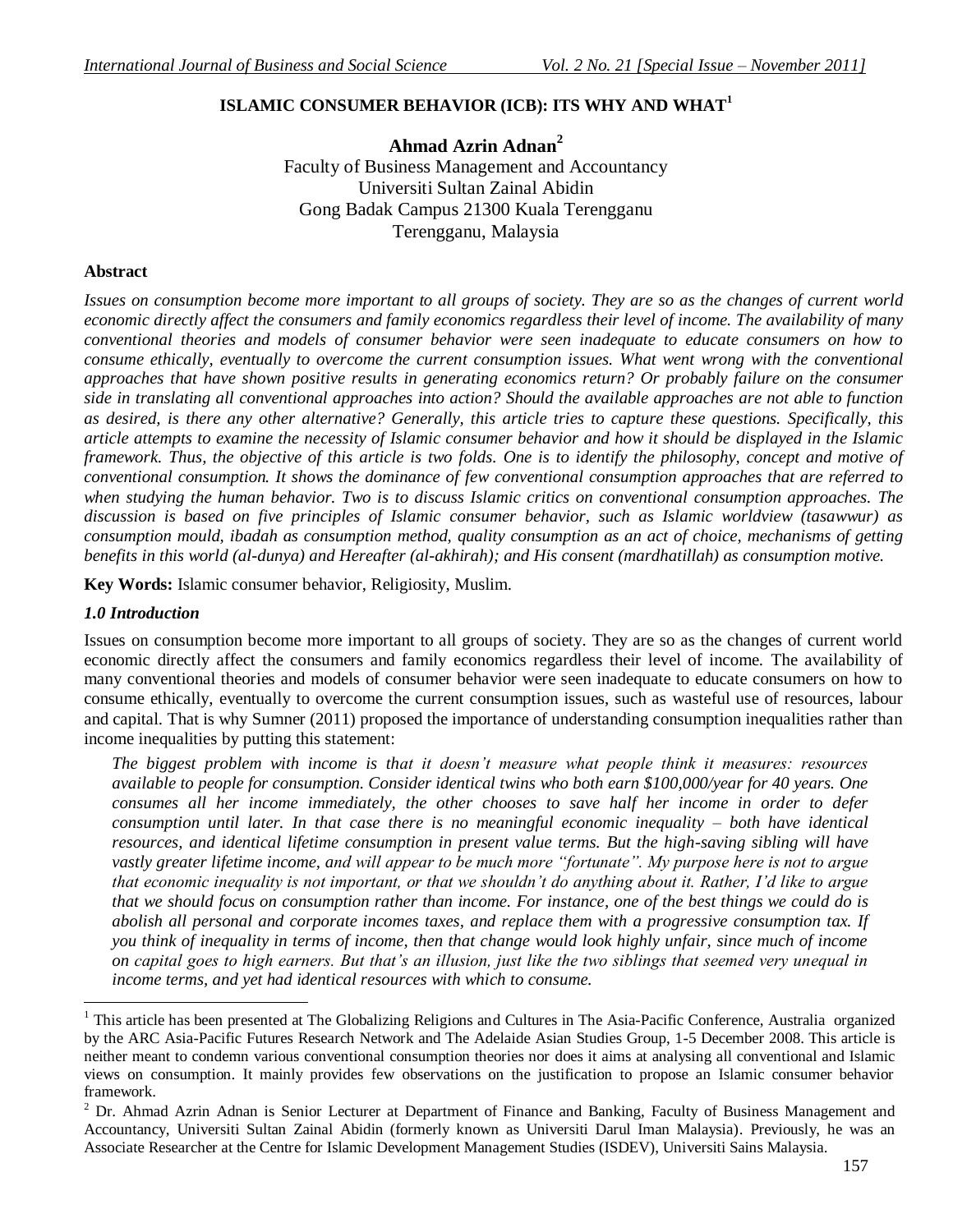# ISLAMIC CONSUMER BEHAVIOR (ICB): ITS WHY AND WHAT[1]

**Ahmad Azrin Adnan[2]**

Faculty of Business Management and Accountancy
Universiti Sultan Zainal Abidin
Gong Badak Campus 21300 Kuala Terengganu
Terengganu, Malaysia

## Abstract

*Issues on consumption become more important to all groups of society. They are so as the changes of current world economic directly affect the consumers and family economics regardless their level of income. The availability of many conventional theories and models of consumer behavior were seen inadequate to educate consumers on how to consume ethically, eventually to overcome the current consumption issues. What went wrong with the conventional approaches that have shown positive results in generating economics return? Or probably failure on the consumer side in translating all conventional approaches into action? Should the available approaches are not able to function as desired, is there any other alternative? Generally, this article tries to capture these questions. Specifically, this article attempts to examine the necessity of Islamic consumer behavior and how it should be displayed in the Islamic framework. Thus, the objective of this article is two folds. One is to identify the philosophy, concept and motive of conventional consumption. It shows the dominance of few conventional consumption approaches that are referred to when studying the human behavior. Two is to discuss Islamic critics on conventional consumption approaches. The discussion is based on five principles of Islamic consumer behavior, such as Islamic worldview (tasawwur) as consumption mould, ibadah as consumption method, quality consumption as an act of choice, mechanisms of getting benefits in this world (al-dunya) and Hereafter (al-akhirah); and His consent (mardhatillah) as consumption motive.*

**Key Words:** Islamic consumer behavior, Religiosity, Muslim.

## *1.0 Introduction*

Issues on consumption become more important to all groups of society. They are so as the changes of current world economic directly affect the consumers and family economics regardless their level of income. The availability of many conventional theories and models of consumer behavior were seen inadequate to educate consumers on how to consume ethically, eventually to overcome the current consumption issues, such as wasteful use of resources, labour and capital. That is why Sumner (2011) proposed the importance of understanding consumption inequalities rather than income inequalities by putting this statement:

> *The biggest problem with income is that it doesn't measure what people think it measures: resources available to people for consumption. Consider identical twins who both earn $100,000/year for 40 years. One consumes all her income immediately, the other chooses to save half her income in order to defer consumption until later. In that case there is no meaningful economic inequality – both have identical resources, and identical lifetime consumption in present value terms. But the high-saving sibling will have vastly greater lifetime income, and will appear to be much more "fortunate". My purpose here is not to argue that economic inequality is not important, or that we shouldn't do anything about it. Rather, I'd like to argue that we should focus on consumption rather than income. For instance, one of the best things we could do is abolish all personal and corporate incomes taxes, and replace them with a progressive consumption tax. If you think of inequality in terms of income, then that change would look highly unfair, since much of income on capital goes to high earners. But that's an illusion, just like the two siblings that seemed very unequal in income terms, and yet had identical resources with which to consume.*

---

[1] This article has been presented at The Globalizing Religions and Cultures in The Asia-Pacific Conference, Australia organized by the ARC Asia-Pacific Futures Research Network and The Adelaide Asian Studies Group, 1-5 December 2008. This article is neither meant to condemn various conventional consumption theories nor does it aims at analysing all conventional and Islamic views on consumption. It mainly provides few observations on the justification to propose an Islamic consumer behavior framework.

[2] Dr. Ahmad Azrin Adnan is Senior Lecturer at Department of Finance and Banking, Faculty of Business Management and Accountancy, Universiti Sultan Zainal Abidin (formerly known as Universiti Darul Iman Malaysia). Previously, he was an Associate Researcher at the Centre for Islamic Development Management Studies (ISDEV), Universiti Sains Malaysia.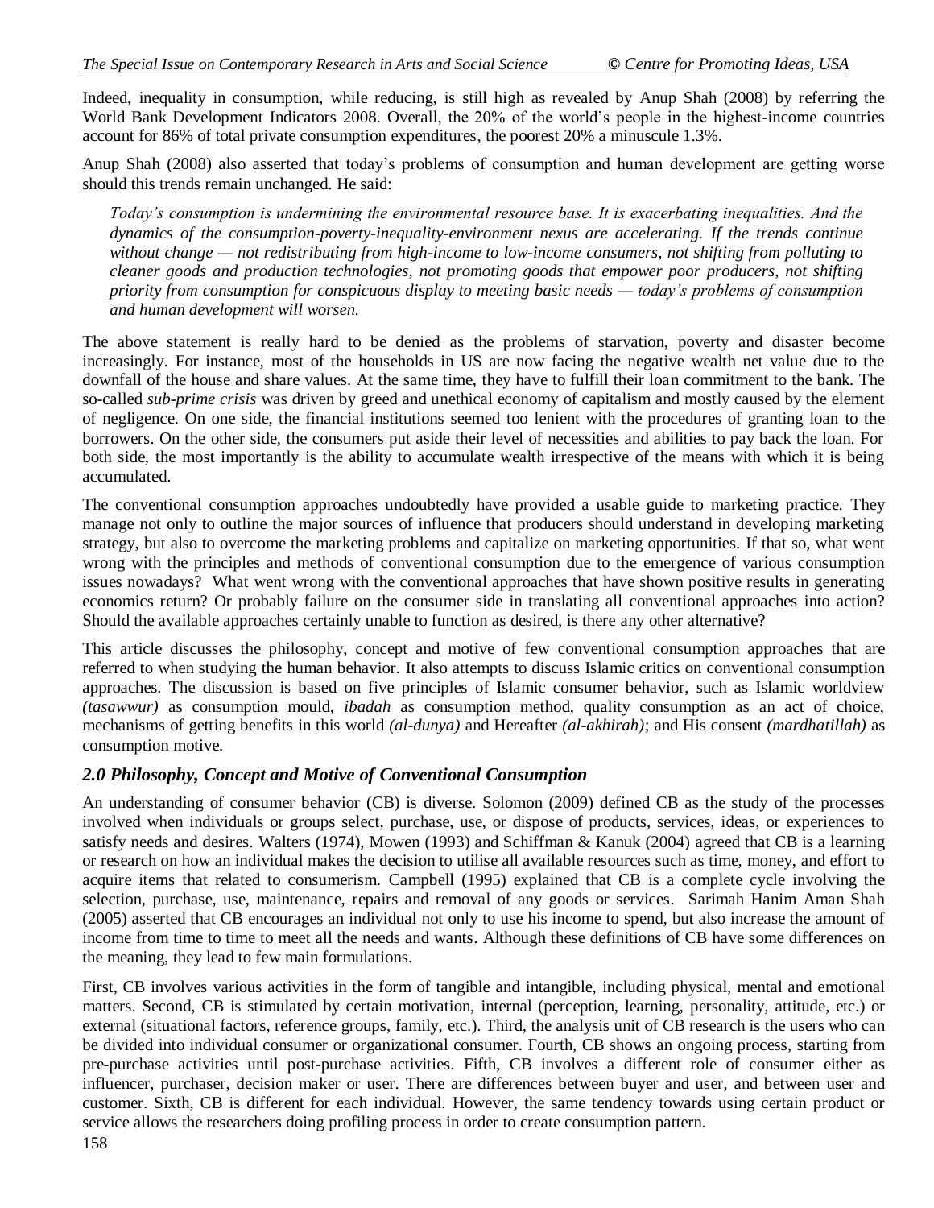Indeed, inequality in consumption, while reducing, is still high as revealed by Anup Shah (2008) by referring the World Bank Development Indicators 2008. Overall, the 20% of the world's people in the highest-income countries account for 86% of total private consumption expenditures, the poorest 20% a minuscule 1.3%.

Anup Shah (2008) also asserted that today's problems of consumption and human development are getting worse should this trends remain unchanged. He said:

> *Today's consumption is undermining the environmental resource base. It is exacerbating inequalities. And the dynamics of the consumption-poverty-inequality-environment nexus are accelerating. If the trends continue without change — not redistributing from high-income to low-income consumers, not shifting from polluting to cleaner goods and production technologies, not promoting goods that empower poor producers, not shifting priority from consumption for conspicuous display to meeting basic needs — today's problems of consumption and human development will worsen.*

The above statement is really hard to be denied as the problems of starvation, poverty and disaster become increasingly. For instance, most of the households in US are now facing the negative wealth net value due to the downfall of the house and share values. At the same time, they have to fulfill their loan commitment to the bank. The so-called *sub-prime crisis* was driven by greed and unethical economy of capitalism and mostly caused by the element of negligence. On one side, the financial institutions seemed too lenient with the procedures of granting loan to the borrowers. On the other side, the consumers put aside their level of necessities and abilities to pay back the loan. For both side, the most importantly is the ability to accumulate wealth irrespective of the means with which it is being accumulated.

The conventional consumption approaches undoubtedly have provided a usable guide to marketing practice. They manage not only to outline the major sources of influence that producers should understand in developing marketing strategy, but also to overcome the marketing problems and capitalize on marketing opportunities. If that so, what went wrong with the principles and methods of conventional consumption due to the emergence of various consumption issues nowadays? What went wrong with the conventional approaches that have shown positive results in generating economics return? Or probably failure on the consumer side in translating all conventional approaches into action? Should the available approaches certainly unable to function as desired, is there any other alternative?

This article discusses the philosophy, concept and motive of few conventional consumption approaches that are referred to when studying the human behavior. It also attempts to discuss Islamic critics on conventional consumption approaches. The discussion is based on five principles of Islamic consumer behavior, such as Islamic worldview *(tasawwur)* as consumption mould, *ibadah* as consumption method, quality consumption as an act of choice, mechanisms of getting benefits in this world *(al-dunya)* and Hereafter *(al-akhirah)*; and His consent *(mardhatillah)* as consumption motive.

## *2.0 Philosophy, Concept and Motive of Conventional Consumption*

An understanding of consumer behavior (CB) is diverse. Solomon (2009) defined CB as the study of the processes involved when individuals or groups select, purchase, use, or dispose of products, services, ideas, or experiences to satisfy needs and desires. Walters (1974), Mowen (1993) and Schiffman & Kanuk (2004) agreed that CB is a learning or research on how an individual makes the decision to utilise all available resources such as time, money, and effort to acquire items that related to consumerism. Campbell (1995) explained that CB is a complete cycle involving the selection, purchase, use, maintenance, repairs and removal of any goods or services. Sarimah Hanim Aman Shah (2005) asserted that CB encourages an individual not only to use his income to spend, but also increase the amount of income from time to time to meet all the needs and wants. Although these definitions of CB have some differences on the meaning, they lead to few main formulations.

First, CB involves various activities in the form of tangible and intangible, including physical, mental and emotional matters. Second, CB is stimulated by certain motivation, internal (perception, learning, personality, attitude, etc.) or external (situational factors, reference groups, family, etc.). Third, the analysis unit of CB research is the users who can be divided into individual consumer or organizational consumer. Fourth, CB shows an ongoing process, starting from pre-purchase activities until post-purchase activities. Fifth, CB involves a different role of consumer either as influencer, purchaser, decision maker or user. There are differences between buyer and user, and between user and customer. Sixth, CB is different for each individual. However, the same tendency towards using certain product or service allows the researchers doing profiling process in order to create consumption pattern.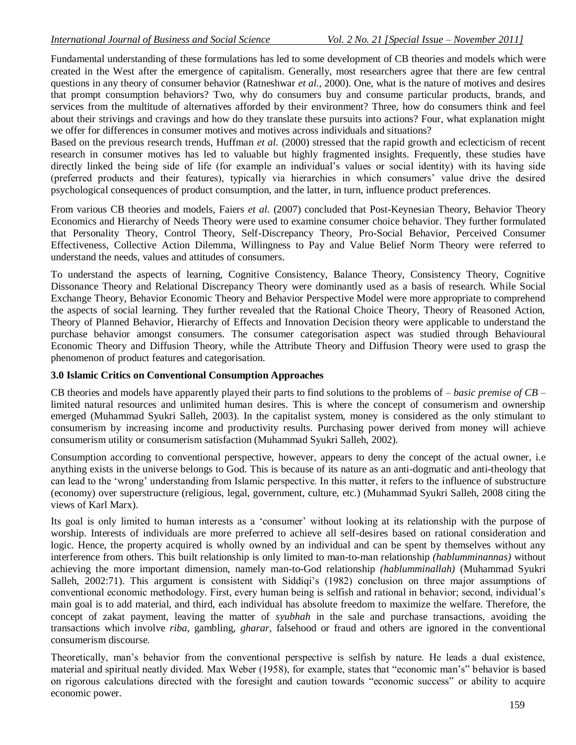Fundamental understanding of these formulations has led to some development of CB theories and models which were created in the West after the emergence of capitalism. Generally, most researchers agree that there are few central questions in any theory of consumer behavior (Ratneshwar *et al.*, 2000). One, what is the nature of motives and desires that prompt consumption behaviors? Two, why do consumers buy and consume particular products, brands, and services from the multitude of alternatives afforded by their environment? Three, how do consumers think and feel about their strivings and cravings and how do they translate these pursuits into actions? Four, what explanation might we offer for differences in consumer motives and motives across individuals and situations?

Based on the previous research trends, Huffman *et al.* (2000) stressed that the rapid growth and eclecticism of recent research in consumer motives has led to valuable but highly fragmented insights. Frequently, these studies have directly linked the being side of life (for example an individual's values or social identity) with its having side (preferred products and their features), typically via hierarchies in which consumers' value drive the desired psychological consequences of product consumption, and the latter, in turn, influence product preferences.

From various CB theories and models, Faiers *et al.* (2007) concluded that Post-Keynesian Theory, Behavior Theory Economics and Hierarchy of Needs Theory were used to examine consumer choice behavior. They further formulated that Personality Theory, Control Theory, Self-Discrepancy Theory, Pro-Social Behavior, Perceived Consumer Effectiveness, Collective Action Dilemma, Willingness to Pay and Value Belief Norm Theory were referred to understand the needs, values and attitudes of consumers.

To understand the aspects of learning, Cognitive Consistency, Balance Theory, Consistency Theory, Cognitive Dissonance Theory and Relational Discrepancy Theory were dominantly used as a basis of research. While Social Exchange Theory, Behavior Economic Theory and Behavior Perspective Model were more appropriate to comprehend the aspects of social learning. They further revealed that the Rational Choice Theory, Theory of Reasoned Action, Theory of Planned Behavior, Hierarchy of Effects and Innovation Decision theory were applicable to understand the purchase behavior amongst consumers. The consumer categorisation aspect was studied through Behavioural Economic Theory and Diffusion Theory, while the Attribute Theory and Diffusion Theory were used to grasp the phenomenon of product features and categorisation.

### 3.0 Islamic Critics on Conventional Consumption Approaches

CB theories and models have apparently played their parts to find solutions to the problems of – *basic premise of CB* – limited natural resources and unlimited human desires. This is where the concept of consumerism and ownership emerged (Muhammad Syukri Salleh, 2003). In the capitalist system, money is considered as the only stimulant to consumerism by increasing income and productivity results. Purchasing power derived from money will achieve consumerism utility or consumerism satisfaction (Muhammad Syukri Salleh, 2002).

Consumption according to conventional perspective, however, appears to deny the concept of the actual owner, i.e anything exists in the universe belongs to God. This is because of its nature as an anti-dogmatic and anti-theology that can lead to the 'wrong' understanding from Islamic perspective. In this matter, it refers to the influence of substructure (economy) over superstructure (religious, legal, government, culture, etc.) (Muhammad Syukri Salleh, 2008 citing the views of Karl Marx).

Its goal is only limited to human interests as a 'consumer' without looking at its relationship with the purpose of worship. Interests of individuals are more preferred to achieve all self-desires based on rational consideration and logic. Hence, the property acquired is wholly owned by an individual and can be spent by themselves without any interference from others. This built relationship is only limited to man-to-man relationship *(hablumminannas)* without achieving the more important dimension, namely man-to-God relationship *(hablumminallah)* (Muhammad Syukri Salleh, 2002:71). This argument is consistent with Siddiqi's (1982) conclusion on three major assumptions of conventional economic methodology. First, every human being is selfish and rational in behavior; second, individual's main goal is to add material, and third, each individual has absolute freedom to maximize the welfare. Therefore, the concept of zakat payment, leaving the matter of *syubhah* in the sale and purchase transactions, avoiding the transactions which involve *riba*, gambling, *gharar*, falsehood or fraud and others are ignored in the conventional consumerism discourse.

Theoretically, man's behavior from the conventional perspective is selfish by nature. He leads a dual existence, material and spiritual neatly divided. Max Weber (1958), for example, states that "economic man's" behavior is based on rigorous calculations directed with the foresight and caution towards "economic success" or ability to acquire economic power.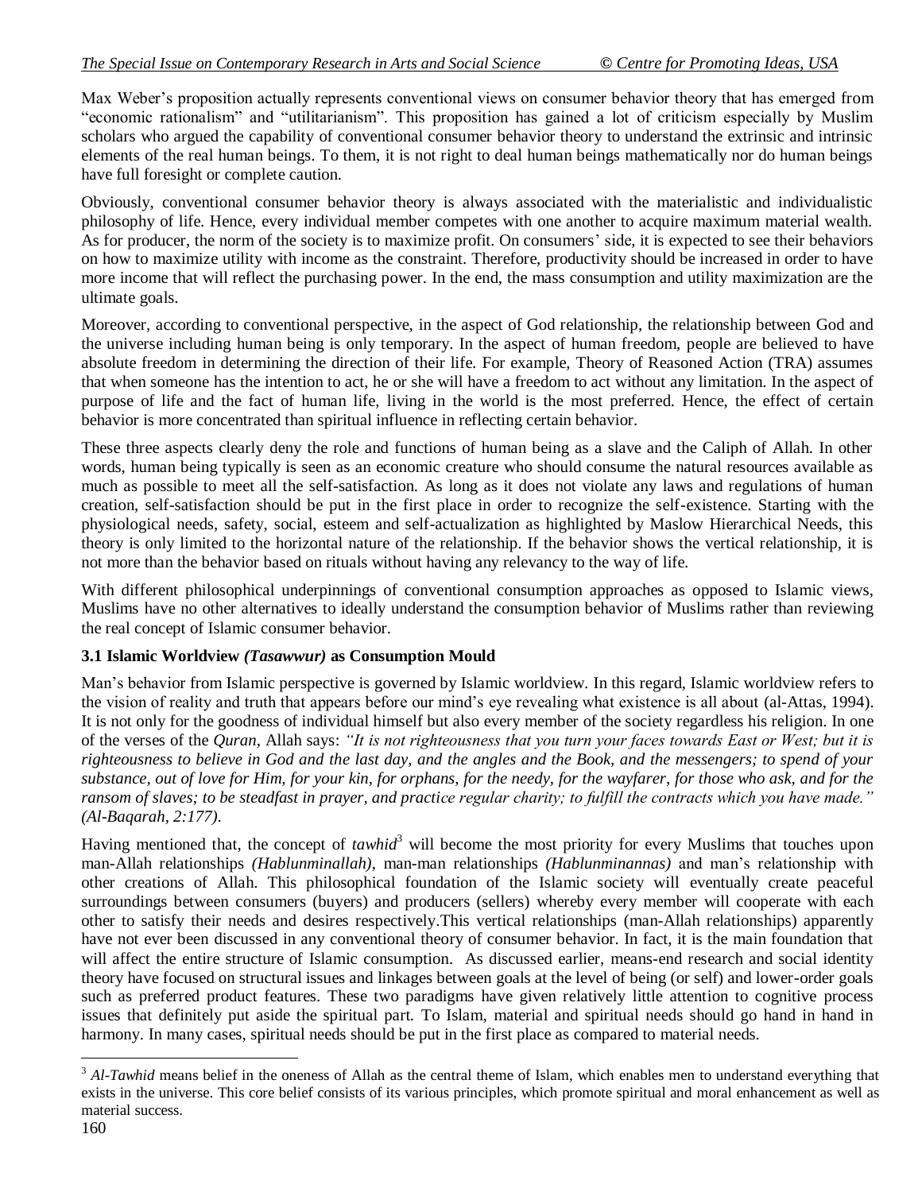Max Weber's proposition actually represents conventional views on consumer behavior theory that has emerged from "economic rationalism" and "utilitarianism". This proposition has gained a lot of criticism especially by Muslim scholars who argued the capability of conventional consumer behavior theory to understand the extrinsic and intrinsic elements of the real human beings. To them, it is not right to deal human beings mathematically nor do human beings have full foresight or complete caution.

Obviously, conventional consumer behavior theory is always associated with the materialistic and individualistic philosophy of life. Hence, every individual member competes with one another to acquire maximum material wealth. As for producer, the norm of the society is to maximize profit. On consumers' side, it is expected to see their behaviors on how to maximize utility with income as the constraint. Therefore, productivity should be increased in order to have more income that will reflect the purchasing power. In the end, the mass consumption and utility maximization are the ultimate goals.

Moreover, according to conventional perspective, in the aspect of God relationship, the relationship between God and the universe including human being is only temporary. In the aspect of human freedom, people are believed to have absolute freedom in determining the direction of their life. For example, Theory of Reasoned Action (TRA) assumes that when someone has the intention to act, he or she will have a freedom to act without any limitation. In the aspect of purpose of life and the fact of human life, living in the world is the most preferred. Hence, the effect of certain behavior is more concentrated than spiritual influence in reflecting certain behavior.

These three aspects clearly deny the role and functions of human being as a slave and the Caliph of Allah. In other words, human being typically is seen as an economic creature who should consume the natural resources available as much as possible to meet all the self-satisfaction. As long as it does not violate any laws and regulations of human creation, self-satisfaction should be put in the first place in order to recognize the self-existence. Starting with the physiological needs, safety, social, esteem and self-actualization as highlighted by Maslow Hierarchical Needs, this theory is only limited to the horizontal nature of the relationship. If the behavior shows the vertical relationship, it is not more than the behavior based on rituals without having any relevancy to the way of life.

With different philosophical underpinnings of conventional consumption approaches as opposed to Islamic views, Muslims have no other alternatives to ideally understand the consumption behavior of Muslims rather than reviewing the real concept of Islamic consumer behavior.

### 3.1 Islamic Worldview *(Tasawwur)* as Consumption Mould

Man's behavior from Islamic perspective is governed by Islamic worldview. In this regard, Islamic worldview refers to the vision of reality and truth that appears before our mind's eye revealing what existence is all about (al-Attas, 1994). It is not only for the goodness of individual himself but also every member of the society regardless his religion. In one of the verses of the *Quran*, Allah says: *"It is not righteousness that you turn your faces towards East or West; but it is righteousness to believe in God and the last day, and the angles and the Book, and the messengers; to spend of your substance, out of love for Him, for your kin, for orphans, for the needy, for the wayfarer, for those who ask, and for the ransom of slaves; to be steadfast in prayer, and practice regular charity; to fulfill the contracts which you have made." (Al-Baqarah, 2:177).*

Having mentioned that, the concept of *tawhid*[3] will become the most priority for every Muslims that touches upon man-Allah relationships *(Hablunminallah)*, man-man relationships *(Hablunminannas)* and man's relationship with other creations of Allah. This philosophical foundation of the Islamic society will eventually create peaceful surroundings between consumers (buyers) and producers (sellers) whereby every member will cooperate with each other to satisfy their needs and desires respectively.This vertical relationships (man-Allah relationships) apparently have not ever been discussed in any conventional theory of consumer behavior. In fact, it is the main foundation that will affect the entire structure of Islamic consumption. As discussed earlier, means-end research and social identity theory have focused on structural issues and linkages between goals at the level of being (or self) and lower-order goals such as preferred product features. These two paradigms have given relatively little attention to cognitive process issues that definitely put aside the spiritual part. To Islam, material and spiritual needs should go hand in hand in harmony. In many cases, spiritual needs should be put in the first place as compared to material needs.

---

[3] *Al-Tawhid* means belief in the oneness of Allah as the central theme of Islam, which enables men to understand everything that exists in the universe. This core belief consists of its various principles, which promote spiritual and moral enhancement as well as material success.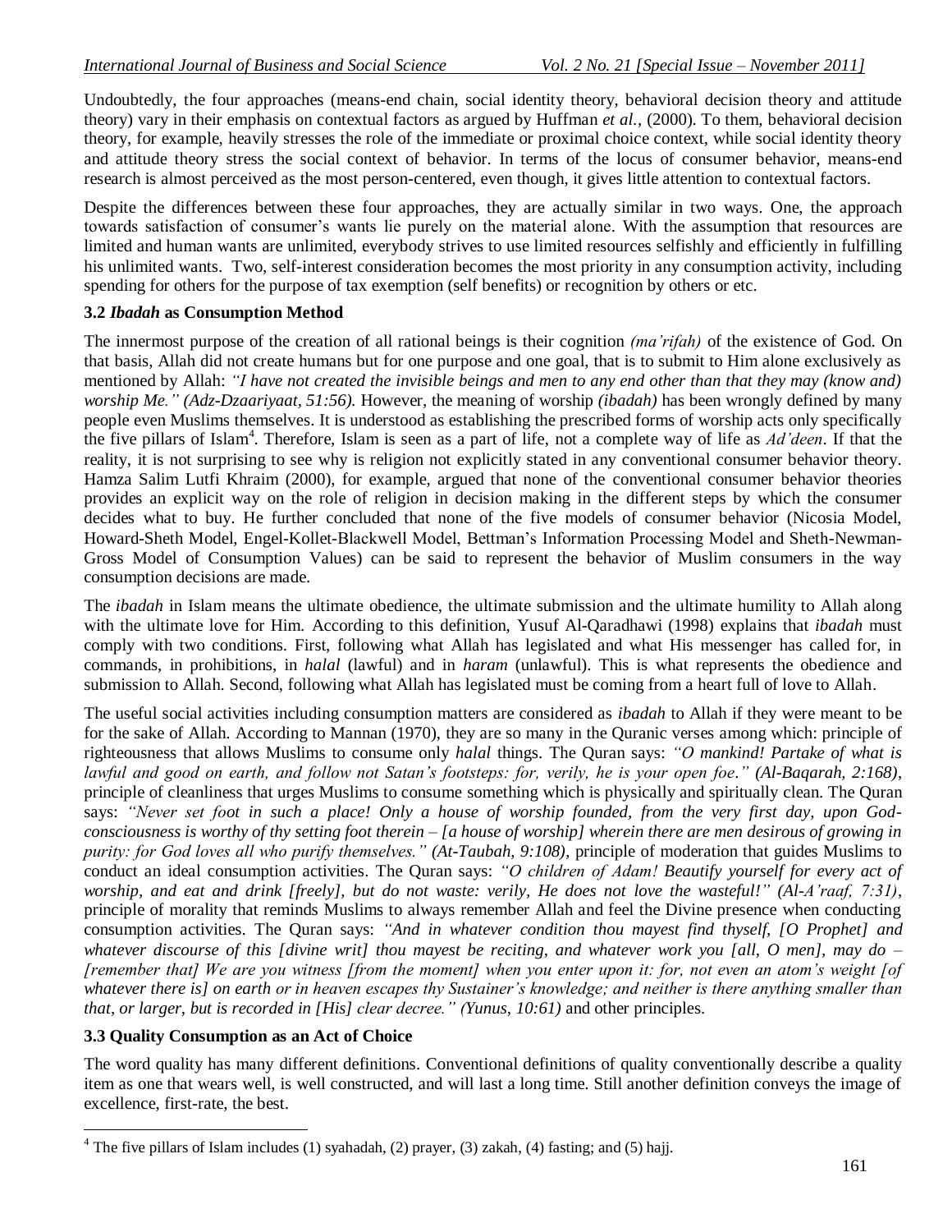Undoubtedly, the four approaches (means-end chain, social identity theory, behavioral decision theory and attitude theory) vary in their emphasis on contextual factors as argued by Huffman *et al.*, (2000). To them, behavioral decision theory, for example, heavily stresses the role of the immediate or proximal choice context, while social identity theory and attitude theory stress the social context of behavior. In terms of the locus of consumer behavior, means-end research is almost perceived as the most person-centered, even though, it gives little attention to contextual factors.

Despite the differences between these four approaches, they are actually similar in two ways. One, the approach towards satisfaction of consumer's wants lie purely on the material alone. With the assumption that resources are limited and human wants are unlimited, everybody strives to use limited resources selfishly and efficiently in fulfilling his unlimited wants. Two, self-interest consideration becomes the most priority in any consumption activity, including spending for others for the purpose of tax exemption (self benefits) or recognition by others or etc.

### 3.2 *Ibadah* as Consumption Method

The innermost purpose of the creation of all rational beings is their cognition *(ma'rifah)* of the existence of God. On that basis, Allah did not create humans but for one purpose and one goal, that is to submit to Him alone exclusively as mentioned by Allah: *"I have not created the invisible beings and men to any end other than that they may (know and) worship Me." (Adz-Dzaariyaat, 51:56).* However, the meaning of worship *(ibadah)* has been wrongly defined by many people even Muslims themselves. It is understood as establishing the prescribed forms of worship acts only specifically the five pillars of Islam[4]. Therefore, Islam is seen as a part of life, not a complete way of life as *Ad'deen*. If that the reality, it is not surprising to see why is religion not explicitly stated in any conventional consumer behavior theory. Hamza Salim Lutfi Khraim (2000), for example, argued that none of the conventional consumer behavior theories provides an explicit way on the role of religion in decision making in the different steps by which the consumer decides what to buy. He further concluded that none of the five models of consumer behavior (Nicosia Model, Howard-Sheth Model, Engel-Kollet-Blackwell Model, Bettman's Information Processing Model and Sheth-Newman-Gross Model of Consumption Values) can be said to represent the behavior of Muslim consumers in the way consumption decisions are made.

The *ibadah* in Islam means the ultimate obedience, the ultimate submission and the ultimate humility to Allah along with the ultimate love for Him. According to this definition, Yusuf Al-Qaradhawi (1998) explains that *ibadah* must comply with two conditions. First, following what Allah has legislated and what His messenger has called for, in commands, in prohibitions, in *halal* (lawful) and in *haram* (unlawful). This is what represents the obedience and submission to Allah. Second, following what Allah has legislated must be coming from a heart full of love to Allah.

The useful social activities including consumption matters are considered as *ibadah* to Allah if they were meant to be for the sake of Allah. According to Mannan (1970), they are so many in the Quranic verses among which: principle of righteousness that allows Muslims to consume only *halal* things. The Quran says: *"O mankind! Partake of what is lawful and good on earth, and follow not Satan's footsteps: for, verily, he is your open foe." (Al-Baqarah, 2:168)*, principle of cleanliness that urges Muslims to consume something which is physically and spiritually clean. The Quran says: *"Never set foot in such a place! Only a house of worship founded, from the very first day, upon God-consciousness is worthy of thy setting foot therein – [a house of worship] wherein there are men desirous of growing in purity: for God loves all who purify themselves." (At-Taubah, 9:108)*, principle of moderation that guides Muslims to conduct an ideal consumption activities. The Quran says: *"O children of Adam! Beautify yourself for every act of worship, and eat and drink [freely], but do not waste: verily, He does not love the wasteful!" (Al-A'raaf, 7:31)*, principle of morality that reminds Muslims to always remember Allah and feel the Divine presence when conducting consumption activities. The Quran says: *"And in whatever condition thou mayest find thyself, [O Prophet] and whatever discourse of this [divine writ] thou mayest be reciting, and whatever work you [all, O men], may do – [remember that] We are you witness [from the moment] when you enter upon it: for, not even an atom's weight [of whatever there is] on earth or in heaven escapes thy Sustainer's knowledge; and neither is there anything smaller than that, or larger, but is recorded in [His] clear decree." (Yunus, 10:61)* and other principles.

### 3.3 Quality Consumption as an Act of Choice

The word quality has many different definitions. Conventional definitions of quality conventionally describe a quality item as one that wears well, is well constructed, and will last a long time. Still another definition conveys the image of excellence, first-rate, the best.

---

[4] The five pillars of Islam includes (1) syahadah, (2) prayer, (3) zakah, (4) fasting; and (5) hajj.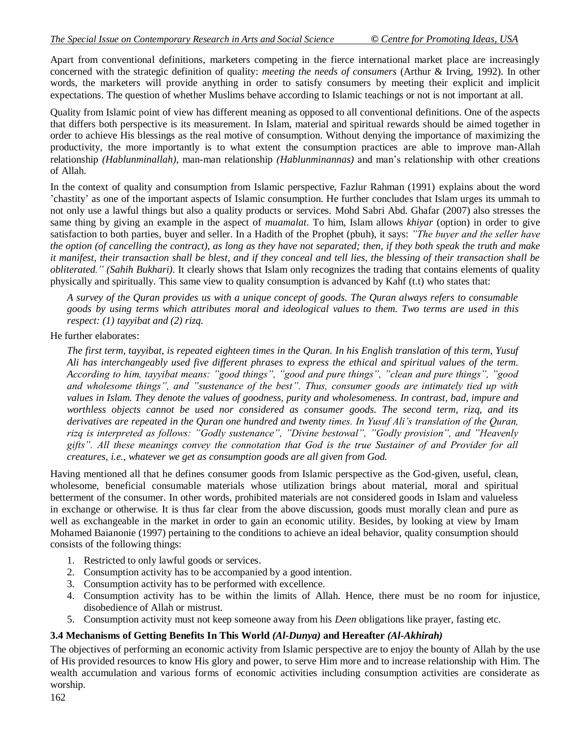Apart from conventional definitions, marketers competing in the fierce international market place are increasingly concerned with the strategic definition of quality: *meeting the needs of consumers* (Arthur & Irving, 1992). In other words, the marketers will provide anything in order to satisfy consumers by meeting their explicit and implicit expectations. The question of whether Muslims behave according to Islamic teachings or not is not important at all.

Quality from Islamic point of view has different meaning as opposed to all conventional definitions. One of the aspects that differs both perspective is its measurement. In Islam, material and spiritual rewards should be aimed together in order to achieve His blessings as the real motive of consumption. Without denying the importance of maximizing the productivity, the more importantly is to what extent the consumption practices are able to improve man-Allah relationship *(Hablunminallah)*, man-man relationship *(Hablunminannas)* and man's relationship with other creations of Allah.

In the context of quality and consumption from Islamic perspective, Fazlur Rahman (1991) explains about the word 'chastity' as one of the important aspects of Islamic consumption. He further concludes that Islam urges its ummah to not only use a lawful things but also a quality products or services. Mohd Sabri Abd. Ghafar (2007) also stresses the same thing by giving an example in the aspect of *muamalat*. To him, Islam allows *khiyar* (option) in order to give satisfaction to both parties, buyer and seller. In a Hadith of the Prophet (pbuh), it says: *"The buyer and the seller have the option (of cancelling the contract), as long as they have not separated; then, if they both speak the truth and make it manifest, their transaction shall be blest, and if they conceal and tell lies, the blessing of their transaction shall be obliterated." (Sahih Bukhari)*. It clearly shows that Islam only recognizes the trading that contains elements of quality physically and spiritually. This same view to quality consumption is advanced by Kahf (t.t) who states that:

> *A survey of the Quran provides us with a unique concept of goods. The Quran always refers to consumable goods by using terms which attributes moral and ideological values to them. Two terms are used in this respect: (1) tayyibat and (2) rizq.*

He further elaborates:

> *The first term, tayyibat, is repeated eighteen times in the Quran. In his English translation of this term, Yusuf Ali has interchangeably used five different phrases to express the ethical and spiritual values of the term. According to him, tayyibat means: "good things", "good and pure things", "clean and pure things", "good and wholesome things", and "sustenance of the best". Thus, consumer goods are intimately tied up with values in Islam. They denote the values of goodness, purity and wholesomeness. In contrast, bad, impure and worthless objects cannot be used nor considered as consumer goods. The second term, rizq, and its derivatives are repeated in the Quran one hundred and twenty times. In Yusuf Ali's translation of the Quran, rizq is interpreted as follows: "Godly sustenance", "Divine bestowal", "Godly provision", and "Heavenly gifts". All these meanings convey the connotation that God is the true Sustainer of and Provider for all creatures, i.e., whatever we get as consumption goods are all given from God.*

Having mentioned all that he defines consumer goods from Islamic perspective as the God-given, useful, clean, wholesome, beneficial consumable materials whose utilization brings about material, moral and spiritual betterment of the consumer. In other words, prohibited materials are not considered goods in Islam and valueless in exchange or otherwise. It is thus far clear from the above discussion, goods must morally clean and pure as well as exchangeable in the market in order to gain an economic utility. Besides, by looking at view by Imam Mohamed Baianonie (1997) pertaining to the conditions to achieve an ideal behavior, quality consumption should consists of the following things:

1. Restricted to only lawful goods or services.
2. Consumption activity has to be accompanied by a good intention.
3. Consumption activity has to be performed with excellence.
4. Consumption activity has to be within the limits of Allah. Hence, there must be no room for injustice, disobedience of Allah or mistrust.
5. Consumption activity must not keep someone away from his *Deen* obligations like prayer, fasting etc.

### 3.4 Mechanisms of Getting Benefits In This World *(Al-Dunya)* and Hereafter *(Al-Akhirah)*

The objectives of performing an economic activity from Islamic perspective are to enjoy the bounty of Allah by the use of His provided resources to know His glory and power, to serve Him more and to increase relationship with Him. The wealth accumulation and various forms of economic activities including consumption activities are considerate as worship.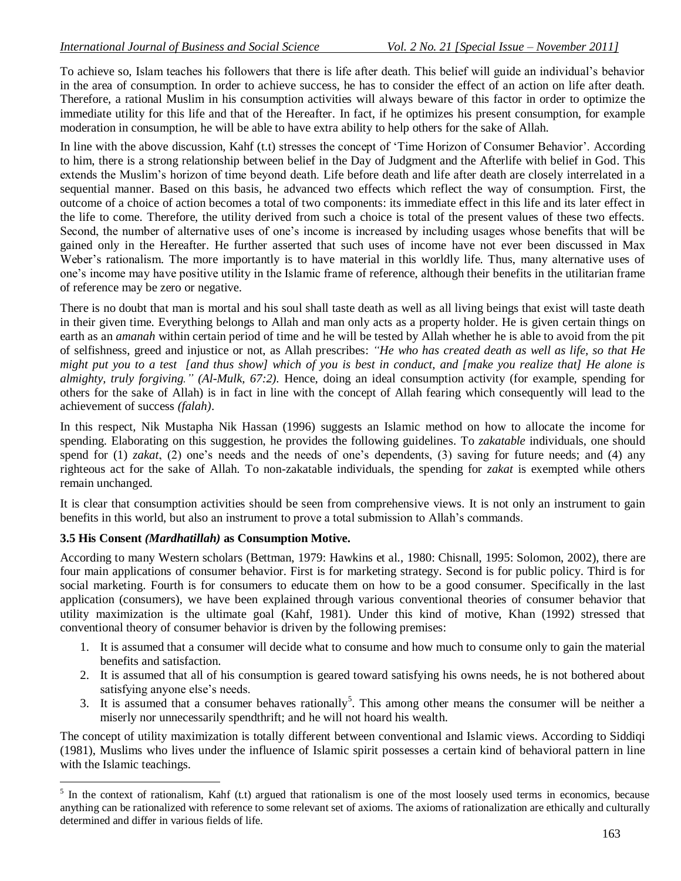To achieve so, Islam teaches his followers that there is life after death. This belief will guide an individual's behavior in the area of consumption. In order to achieve success, he has to consider the effect of an action on life after death. Therefore, a rational Muslim in his consumption activities will always beware of this factor in order to optimize the immediate utility for this life and that of the Hereafter. In fact, if he optimizes his present consumption, for example moderation in consumption, he will be able to have extra ability to help others for the sake of Allah.

In line with the above discussion, Kahf (t.t) stresses the concept of 'Time Horizon of Consumer Behavior'. According to him, there is a strong relationship between belief in the Day of Judgment and the Afterlife with belief in God. This extends the Muslim's horizon of time beyond death. Life before death and life after death are closely interrelated in a sequential manner. Based on this basis, he advanced two effects which reflect the way of consumption. First, the outcome of a choice of action becomes a total of two components: its immediate effect in this life and its later effect in the life to come. Therefore, the utility derived from such a choice is total of the present values of these two effects. Second, the number of alternative uses of one's income is increased by including usages whose benefits that will be gained only in the Hereafter. He further asserted that such uses of income have not ever been discussed in Max Weber's rationalism. The more importantly is to have material in this worldly life. Thus, many alternative uses of one's income may have positive utility in the Islamic frame of reference, although their benefits in the utilitarian frame of reference may be zero or negative.

There is no doubt that man is mortal and his soul shall taste death as well as all living beings that exist will taste death in their given time. Everything belongs to Allah and man only acts as a property holder. He is given certain things on earth as an *amanah* within certain period of time and he will be tested by Allah whether he is able to avoid from the pit of selfishness, greed and injustice or not, as Allah prescribes: *"He who has created death as well as life, so that He might put you to a test [and thus show] which of you is best in conduct, and [make you realize that] He alone is almighty, truly forgiving." (Al-Mulk, 67:2).* Hence, doing an ideal consumption activity (for example, spending for others for the sake of Allah) is in fact in line with the concept of Allah fearing which consequently will lead to the achievement of success *(falah)*.

In this respect, Nik Mustapha Nik Hassan (1996) suggests an Islamic method on how to allocate the income for spending. Elaborating on this suggestion, he provides the following guidelines. To *zakatable* individuals, one should spend for (1) *zakat*, (2) one's needs and the needs of one's dependents, (3) saving for future needs; and (4) any righteous act for the sake of Allah. To non-zakatable individuals, the spending for *zakat* is exempted while others remain unchanged.

It is clear that consumption activities should be seen from comprehensive views. It is not only an instrument to gain benefits in this world, but also an instrument to prove a total submission to Allah's commands.

### 3.5 His Consent *(Mardhatillah)* as Consumption Motive.

According to many Western scholars (Bettman, 1979: Hawkins et al., 1980: Chisnall, 1995: Solomon, 2002), there are four main applications of consumer behavior. First is for marketing strategy. Second is for public policy. Third is for social marketing. Fourth is for consumers to educate them on how to be a good consumer. Specifically in the last application (consumers), we have been explained through various conventional theories of consumer behavior that utility maximization is the ultimate goal (Kahf, 1981). Under this kind of motive, Khan (1992) stressed that conventional theory of consumer behavior is driven by the following premises:

1. It is assumed that a consumer will decide what to consume and how much to consume only to gain the material benefits and satisfaction.
2. It is assumed that all of his consumption is geared toward satisfying his owns needs, he is not bothered about satisfying anyone else's needs.
3. It is assumed that a consumer behaves rationally[5]. This among other means the consumer will be neither a miserly nor unnecessarily spendthrift; and he will not hoard his wealth.

The concept of utility maximization is totally different between conventional and Islamic views. According to Siddiqi (1981), Muslims who lives under the influence of Islamic spirit possesses a certain kind of behavioral pattern in line with the Islamic teachings.

[5] In the context of rationalism, Kahf (t.t) argued that rationalism is one of the most loosely used terms in economics, because anything can be rationalized with reference to some relevant set of axioms. The axioms of rationalization are ethically and culturally determined and differ in various fields of life.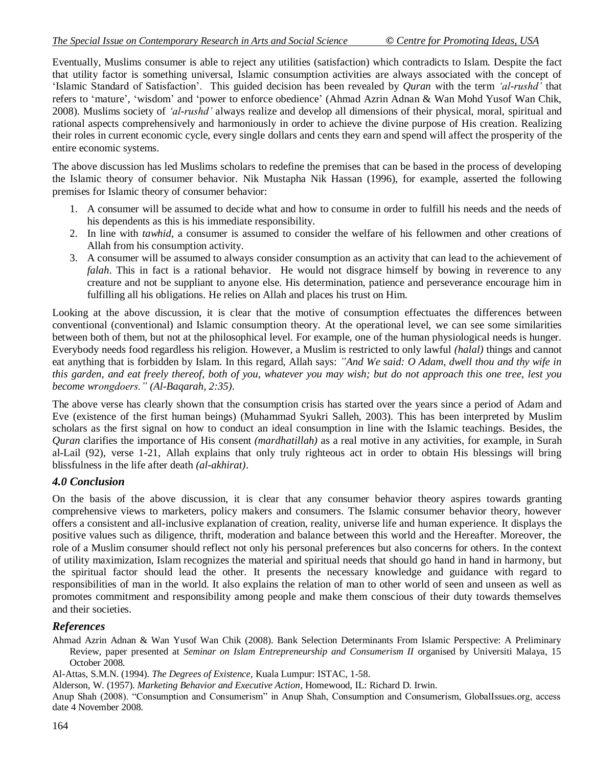Eventually, Muslims consumer is able to reject any utilities (satisfaction) which contradicts to Islam. Despite the fact that utility factor is something universal, Islamic consumption activities are always associated with the concept of 'Islamic Standard of Satisfaction'. This guided decision has been revealed by *Quran* with the term *'al-rushd'* that refers to 'mature', 'wisdom' and 'power to enforce obedience' (Ahmad Azrin Adnan & Wan Mohd Yusof Wan Chik, 2008). Muslims society of *'al-rushd'* always realize and develop all dimensions of their physical, moral, spiritual and rational aspects comprehensively and harmoniously in order to achieve the divine purpose of His creation. Realizing their roles in current economic cycle, every single dollars and cents they earn and spend will affect the prosperity of the entire economic systems.

The above discussion has led Muslims scholars to redefine the premises that can be based in the process of developing the Islamic theory of consumer behavior. Nik Mustapha Nik Hassan (1996), for example, asserted the following premises for Islamic theory of consumer behavior:

1. A consumer will be assumed to decide what and how to consume in order to fulfill his needs and the needs of his dependents as this is his immediate responsibility.
2. In line with *tawhid*, a consumer is assumed to consider the welfare of his fellowmen and other creations of Allah from his consumption activity.
3. A consumer will be assumed to always consider consumption as an activity that can lead to the achievement of *falah*. This in fact is a rational behavior. He would not disgrace himself by bowing in reverence to any creature and not be suppliant to anyone else. His determination, patience and perseverance encourage him in fulfilling all his obligations. He relies on Allah and places his trust on Him.

Looking at the above discussion, it is clear that the motive of consumption effectuates the differences between conventional (conventional) and Islamic consumption theory. At the operational level, we can see some similarities between both of them, but not at the philosophical level. For example, one of the human physiological needs is hunger. Everybody needs food regardless his religion. However, a Muslim is restricted to only lawful *(halal)* things and cannot eat anything that is forbidden by Islam. In this regard, Allah says: *"And We said: O Adam, dwell thou and thy wife in this garden, and eat freely thereof, both of you, whatever you may wish; but do not approach this one tree, lest you become wrongdoers." (Al-Baqarah, 2:35)*.

The above verse has clearly shown that the consumption crisis has started over the years since a period of Adam and Eve (existence of the first human beings) (Muhammad Syukri Salleh, 2003). This has been interpreted by Muslim scholars as the first signal on how to conduct an ideal consumption in line with the Islamic teachings. Besides, the *Quran* clarifies the importance of His consent *(mardhatillah)* as a real motive in any activities, for example, in Surah al-Lail (92), verse 1-21, Allah explains that only truly righteous act in order to obtain His blessings will bring blissfulness in the life after death *(al-akhirat)*.

### 4.0 Conclusion

On the basis of the above discussion, it is clear that any consumer behavior theory aspires towards granting comprehensive views to marketers, policy makers and consumers. The Islamic consumer behavior theory, however offers a consistent and all-inclusive explanation of creation, reality, universe life and human experience. It displays the positive values such as diligence, thrift, moderation and balance between this world and the Hereafter. Moreover, the role of a Muslim consumer should reflect not only his personal preferences but also concerns for others. In the context of utility maximization, Islam recognizes the material and spiritual needs that should go hand in hand in harmony, but the spiritual factor should lead the other. It presents the necessary knowledge and guidance with regard to responsibilities of man in the world. It also explains the relation of man to other world of seen and unseen as well as promotes commitment and responsibility among people and make them conscious of their duty towards themselves and their societies.

### References

Ahmad Azrin Adnan & Wan Yusof Wan Chik (2008). Bank Selection Determinants From Islamic Perspective: A Preliminary Review, paper presented at *Seminar on Islam Entrepreneurship and Consumerism II* organised by Universiti Malaya, 15 October 2008.

Al-Attas, S.M.N. (1994). *The Degrees of Existence*, Kuala Lumpur: ISTAC, 1-58.

Alderson, W. (1957). *Marketing Behavior and Executive Action*, Homewood, IL: Richard D. Irwin.

Anup Shah (2008). "Consumption and Consumerism" in Anup Shah, Consumption and Consumerism, GlobalIssues.org, access date 4 November 2008.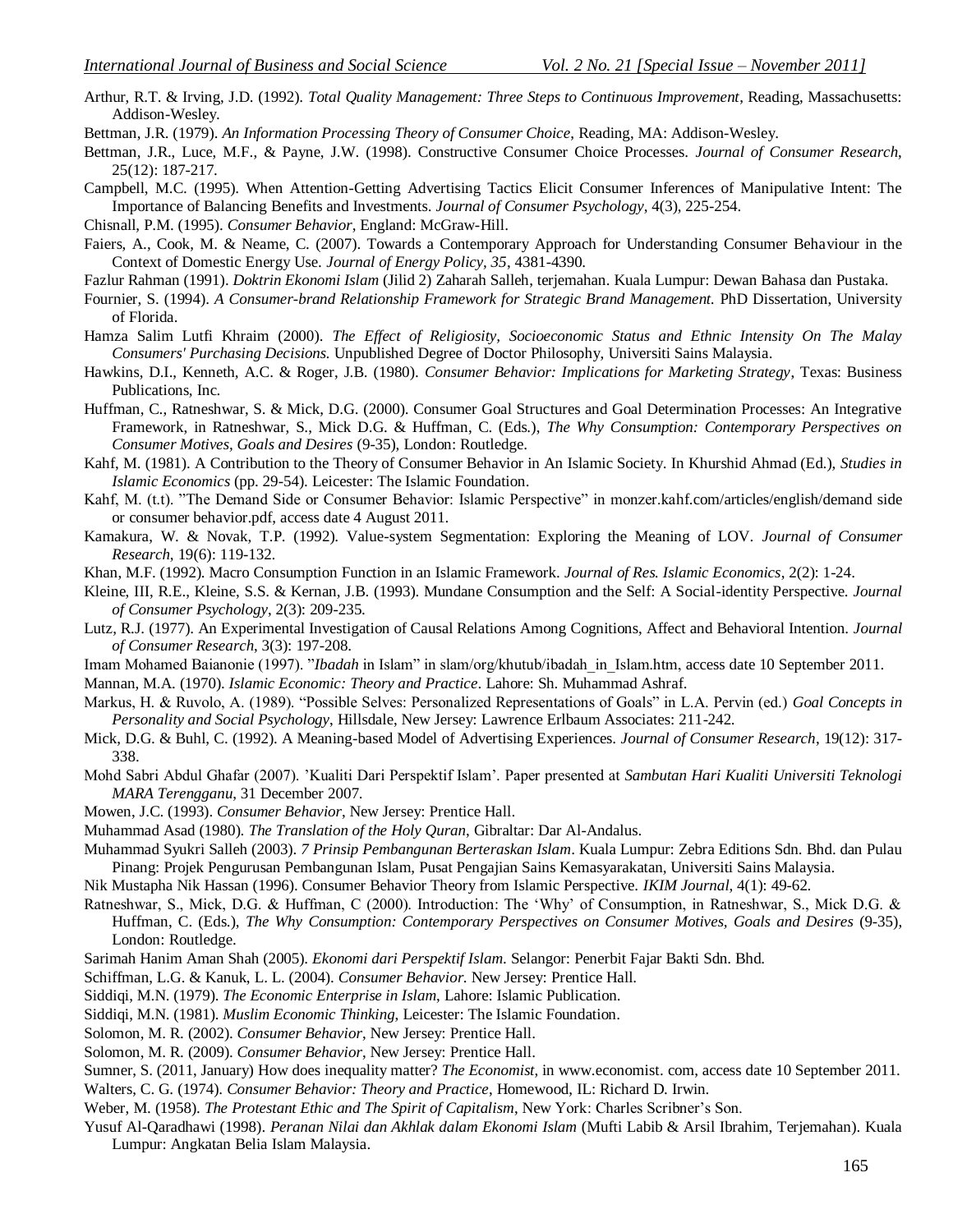Arthur, R.T. & Irving, J.D. (1992). *Total Quality Management: Three Steps to Continuous Improvement*, Reading, Massachusetts: Addison-Wesley.

Bettman, J.R. (1979). *An Information Processing Theory of Consumer Choice*, Reading, MA: Addison-Wesley.

Bettman, J.R., Luce, M.F., & Payne, J.W. (1998). Constructive Consumer Choice Processes. *Journal of Consumer Research*, 25(12): 187-217.

Campbell, M.C. (1995). When Attention-Getting Advertising Tactics Elicit Consumer Inferences of Manipulative Intent: The Importance of Balancing Benefits and Investments. *Journal of Consumer Psychology*, 4(3), 225-254.

Chisnall, P.M. (1995). *Consumer Behavior*, England: McGraw-Hill.

Faiers, A., Cook, M. & Neame, C. (2007). Towards a Contemporary Approach for Understanding Consumer Behaviour in the Context of Domestic Energy Use. *Journal of Energy Policy, 35*, 4381-4390.

Fazlur Rahman (1991). *Doktrin Ekonomi Islam* (Jilid 2) Zaharah Salleh, terjemahan. Kuala Lumpur: Dewan Bahasa dan Pustaka.

Fournier, S. (1994). *A Consumer-brand Relationship Framework for Strategic Brand Management.* PhD Dissertation, University of Florida.

Hamza Salim Lutfi Khraim (2000). *The Effect of Religiosity, Socioeconomic Status and Ethnic Intensity On The Malay Consumers' Purchasing Decisions.* Unpublished Degree of Doctor Philosophy, Universiti Sains Malaysia.

Hawkins, D.I., Kenneth, A.C. & Roger, J.B. (1980). *Consumer Behavior: Implications for Marketing Strategy*, Texas: Business Publications, Inc.

Huffman, C., Ratneshwar, S. & Mick, D.G. (2000). Consumer Goal Structures and Goal Determination Processes: An Integrative Framework, in Ratneshwar, S., Mick D.G. & Huffman, C. (Eds.), *The Why Consumption: Contemporary Perspectives on Consumer Motives, Goals and Desires* (9-35), London: Routledge.

Kahf, M. (1981). A Contribution to the Theory of Consumer Behavior in An Islamic Society. In Khurshid Ahmad (Ed.), *Studies in Islamic Economics* (pp. 29-54). Leicester: The Islamic Foundation.

Kahf, M. (t.t). "The Demand Side or Consumer Behavior: Islamic Perspective" in monzer.kahf.com/articles/english/demand side or consumer behavior.pdf, access date 4 August 2011.

Kamakura, W. & Novak, T.P. (1992). Value-system Segmentation: Exploring the Meaning of LOV. *Journal of Consumer Research*, 19(6): 119-132.

Khan, M.F. (1992). Macro Consumption Function in an Islamic Framework. *Journal of Res. Islamic Economics*, 2(2): 1-24.

Kleine, III, R.E., Kleine, S.S. & Kernan, J.B. (1993). Mundane Consumption and the Self: A Social-identity Perspective. *Journal of Consumer Psychology*, 2(3): 209-235.

Lutz, R.J. (1977). An Experimental Investigation of Causal Relations Among Cognitions, Affect and Behavioral Intention. *Journal of Consumer Research*, 3(3): 197-208.

Imam Mohamed Baianonie (1997). "*Ibadah* in Islam" in slam/org/khutub/ibadah_in_Islam.htm, access date 10 September 2011.

Mannan, M.A. (1970). *Islamic Economic: Theory and Practice*. Lahore: Sh. Muhammad Ashraf.

Markus, H. & Ruvolo, A. (1989). "Possible Selves: Personalized Representations of Goals" in L.A. Pervin (ed.) *Goal Concepts in Personality and Social Psychology*, Hillsdale, New Jersey: Lawrence Erlbaum Associates: 211-242.

Mick, D.G. & Buhl, C. (1992). A Meaning-based Model of Advertising Experiences. *Journal of Consumer Research*, 19(12): 317-338.

Mohd Sabri Abdul Ghafar (2007). 'Kualiti Dari Perspektif Islam'. Paper presented at *Sambutan Hari Kualiti Universiti Teknologi MARA Terengganu*, 31 December 2007.

Mowen, J.C. (1993). *Consumer Behavior*, New Jersey: Prentice Hall.

Muhammad Asad (1980). *The Translation of the Holy Quran*, Gibraltar: Dar Al-Andalus.

Muhammad Syukri Salleh (2003). *7 Prinsip Pembangunan Berteraskan Islam*. Kuala Lumpur: Zebra Editions Sdn. Bhd. dan Pulau Pinang: Projek Pengurusan Pembangunan Islam, Pusat Pengajian Sains Kemasyarakatan, Universiti Sains Malaysia.

Nik Mustapha Nik Hassan (1996). Consumer Behavior Theory from Islamic Perspective. *IKIM Journal*, 4(1): 49-62.

Ratneshwar, S., Mick, D.G. & Huffman, C (2000). Introduction: The 'Why' of Consumption, in Ratneshwar, S., Mick D.G. & Huffman, C. (Eds.), *The Why Consumption: Contemporary Perspectives on Consumer Motives, Goals and Desires* (9-35), London: Routledge.

Sarimah Hanim Aman Shah (2005). *Ekonomi dari Perspektif Islam*. Selangor: Penerbit Fajar Bakti Sdn. Bhd.

Schiffman, L.G. & Kanuk, L. L. (2004). *Consumer Behavior.* New Jersey: Prentice Hall.

Siddiqi, M.N. (1979). *The Economic Enterprise in Islam*, Lahore: Islamic Publication.

Siddiqi, M.N. (1981). *Muslim Economic Thinking*, Leicester: The Islamic Foundation.

Solomon, M. R. (2002). *Consumer Behavior*, New Jersey: Prentice Hall.

Solomon, M. R. (2009). *Consumer Behavior*, New Jersey: Prentice Hall.

Sumner, S. (2011, January) How does inequality matter? *The Economist*, in www.economist. com, access date 10 September 2011.

Walters, C. G. (1974). *Consumer Behavior: Theory and Practice*, Homewood, IL: Richard D. Irwin.

Weber, M. (1958). *The Protestant Ethic and The Spirit of Capitalism*, New York: Charles Scribner's Son.

Yusuf Al-Qaradhawi (1998). *Peranan Nilai dan Akhlak dalam Ekonomi Islam* (Mufti Labib & Arsil Ibrahim, Terjemahan). Kuala Lumpur: Angkatan Belia Islam Malaysia.